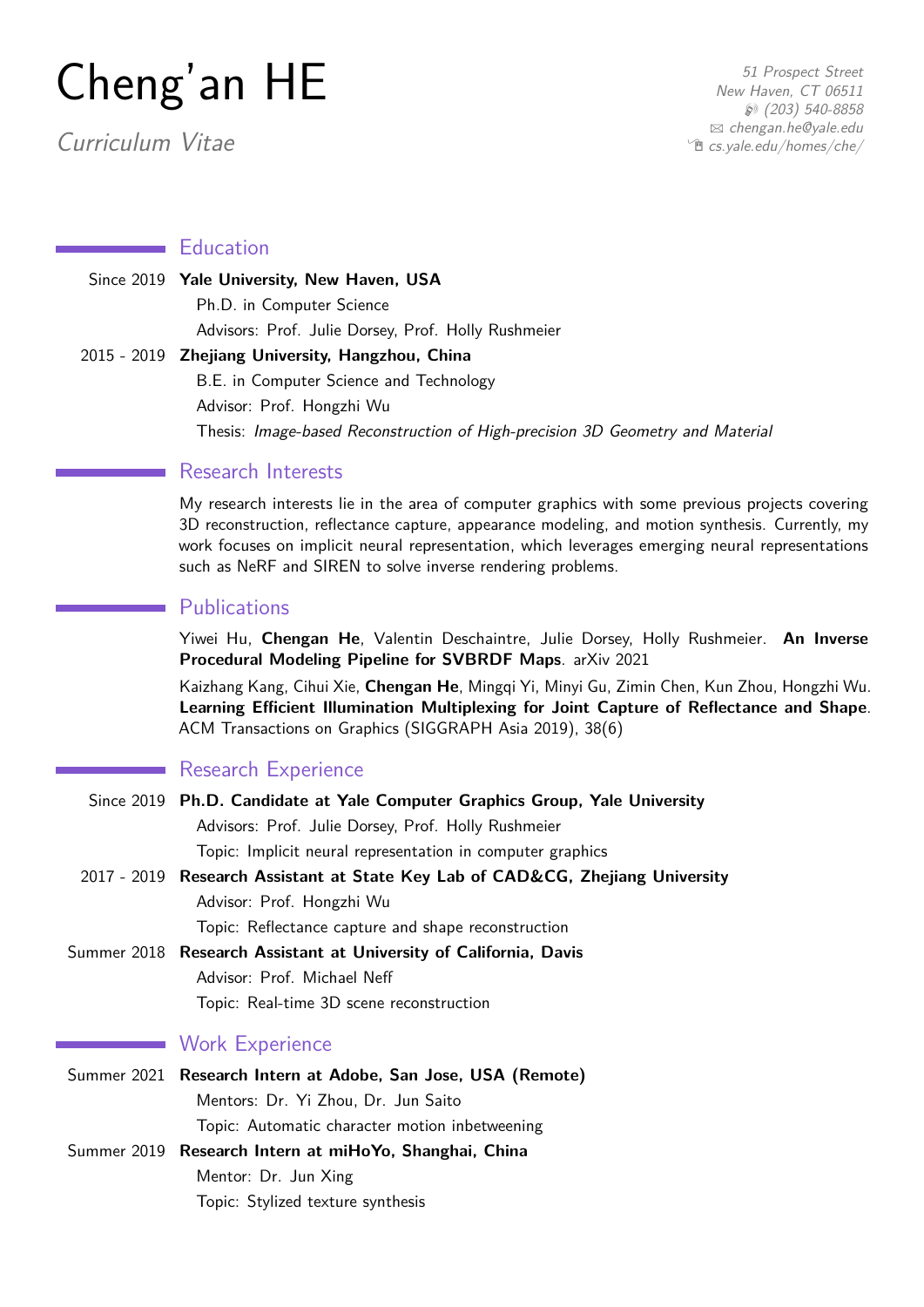# Cheng'an HE

*Curriculum Vitae*

*51 Prospect Street*
*New Haven, CT 06511*
*(203) 540-8858*
*chengan.he@yale.edu*
*cs.yale.edu/homes/che/*

## Education

**Since 2019** **Yale University, New Haven, USA**
Ph.D. in Computer Science
Advisors: Prof. Julie Dorsey, Prof. Holly Rushmeier

**2015 - 2019** **Zhejiang University, Hangzhou, China**
B.E. in Computer Science and Technology
Advisor: Prof. Hongzhi Wu
Thesis: *Image-based Reconstruction of High-precision 3D Geometry and Material*

## Research Interests

My research interests lie in the area of computer graphics with some previous projects covering 3D reconstruction, reflectance capture, appearance modeling, and motion synthesis. Currently, my work focuses on implicit neural representation, which leverages emerging neural representations such as NeRF and SIREN to solve inverse rendering problems.

## Publications

Yiwei Hu, **Chengan He**, Valentin Deschaintre, Julie Dorsey, Holly Rushmeier. **An Inverse Procedural Modeling Pipeline for SVBRDF Maps**. arXiv 2021

Kaizhang Kang, Cihui Xie, **Chengan He**, Mingqi Yi, Minyi Gu, Zimin Chen, Kun Zhou, Hongzhi Wu. **Learning Efficient Illumination Multiplexing for Joint Capture of Reflectance and Shape**. ACM Transactions on Graphics (SIGGRAPH Asia 2019), 38(6)

## Research Experience

**Since 2019** **Ph.D. Candidate at Yale Computer Graphics Group, Yale University**
Advisors: Prof. Julie Dorsey, Prof. Holly Rushmeier
Topic: Implicit neural representation in computer graphics

**2017 - 2019** **Research Assistant at State Key Lab of CAD&CG, Zhejiang University**
Advisor: Prof. Hongzhi Wu
Topic: Reflectance capture and shape reconstruction

**Summer 2018** **Research Assistant at University of California, Davis**
Advisor: Prof. Michael Neff
Topic: Real-time 3D scene reconstruction

## Work Experience

**Summer 2021** **Research Intern at Adobe, San Jose, USA (Remote)**
Mentors: Dr. Yi Zhou, Dr. Jun Saito
Topic: Automatic character motion inbetweening

**Summer 2019** **Research Intern at miHoYo, Shanghai, China**
Mentor: Dr. Jun Xing
Topic: Stylized texture synthesis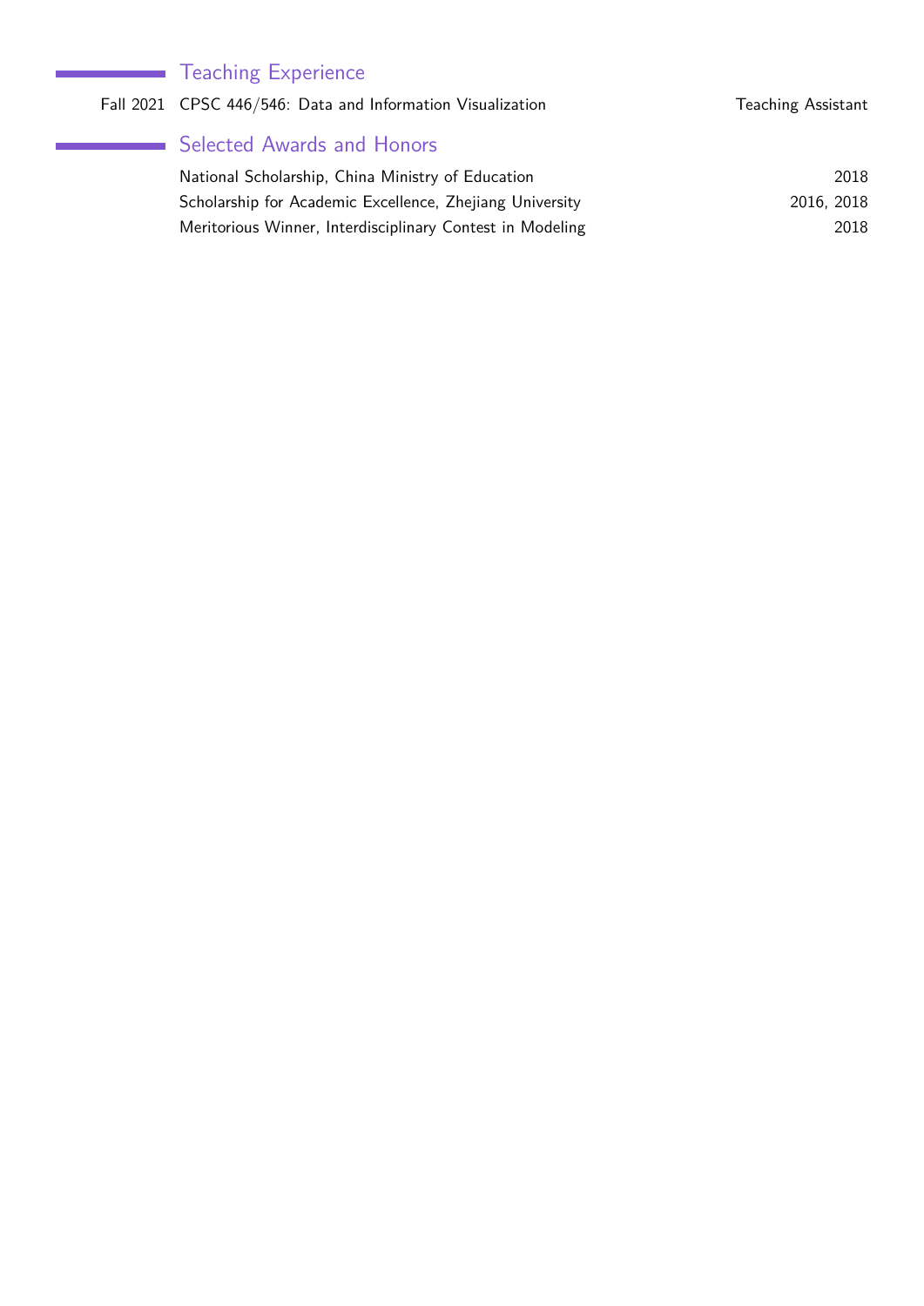## Teaching Experience

Fall 2021 CPSC 446/546: Data and Information Visualization — Teaching Assistant

## Selected Awards and Honors

| | |
|---|---|
| National Scholarship, China Ministry of Education | 2018 |
| Scholarship for Academic Excellence, Zhejiang University | 2016, 2018 |
| Meritorious Winner, Interdisciplinary Contest in Modeling | 2018 |